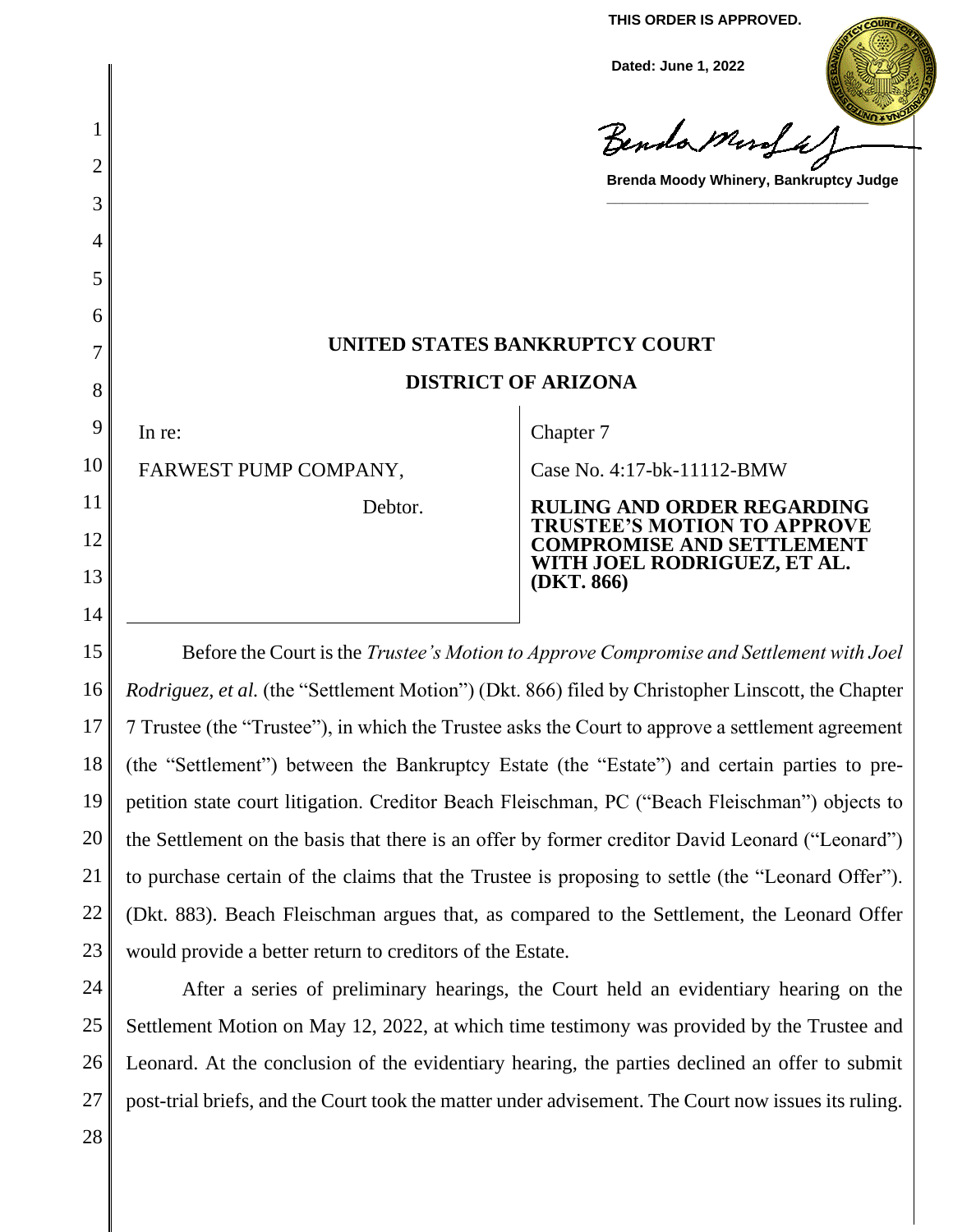**THIS ORDER IS APPROVED.**

**Dated: June 1, 2022**

**Brenda Moody Whinery, Bankruptcy Judge**

# UNITED STATES BANKRUPTCY COURT

## DISTRICT OF ARIZONA

| | |
|---|---|
| In re:<br><br>FARWEST PUMP COMPANY,<br><br>Debtor. | Chapter 7<br><br>Case No. 4:17-bk-11112-BMW<br><br>**RULING AND ORDER REGARDING TRUSTEE'S MOTION TO APPROVE COMPROMISE AND SETTLEMENT WITH JOEL RODRIGUEZ, ET AL. (DKT. 866)** |

Before the Court is the *Trustee's Motion to Approve Compromise and Settlement with Joel Rodriguez, et al.* (the "Settlement Motion") (Dkt. 866) filed by Christopher Linscott, the Chapter 7 Trustee (the "Trustee"), in which the Trustee asks the Court to approve a settlement agreement (the "Settlement") between the Bankruptcy Estate (the "Estate") and certain parties to pre-petition state court litigation. Creditor Beach Fleischman, PC ("Beach Fleischman") objects to the Settlement on the basis that there is an offer by former creditor David Leonard ("Leonard") to purchase certain of the claims that the Trustee is proposing to settle (the "Leonard Offer"). (Dkt. 883). Beach Fleischman argues that, as compared to the Settlement, the Leonard Offer would provide a better return to creditors of the Estate.

After a series of preliminary hearings, the Court held an evidentiary hearing on the Settlement Motion on May 12, 2022, at which time testimony was provided by the Trustee and Leonard. At the conclusion of the evidentiary hearing, the parties declined an offer to submit post-trial briefs, and the Court took the matter under advisement. The Court now issues its ruling.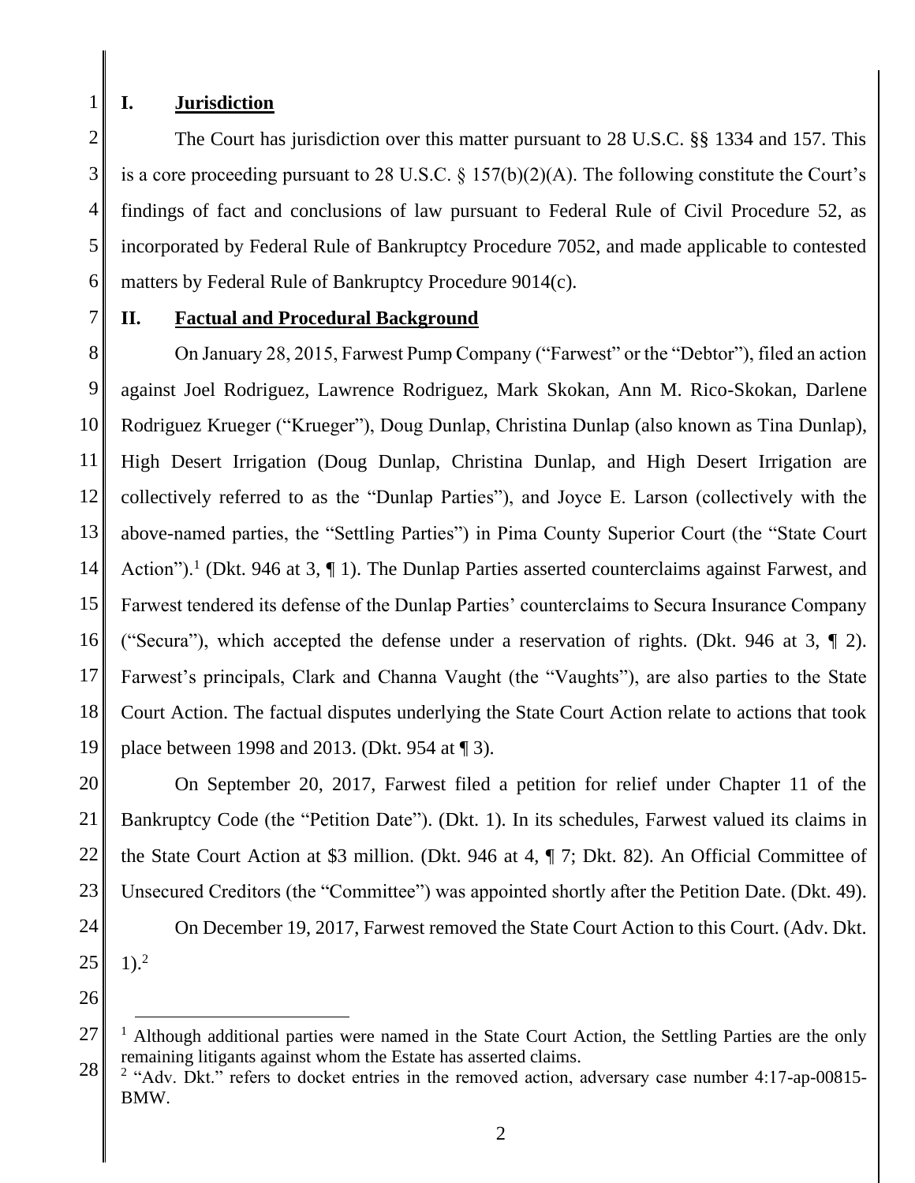## I. Jurisdiction

The Court has jurisdiction over this matter pursuant to 28 U.S.C. §§ 1334 and 157. This is a core proceeding pursuant to 28 U.S.C. § 157(b)(2)(A). The following constitute the Court's findings of fact and conclusions of law pursuant to Federal Rule of Civil Procedure 52, as incorporated by Federal Rule of Bankruptcy Procedure 7052, and made applicable to contested matters by Federal Rule of Bankruptcy Procedure 9014(c).

## II. Factual and Procedural Background

On January 28, 2015, Farwest Pump Company ("Farwest" or the "Debtor"), filed an action against Joel Rodriguez, Lawrence Rodriguez, Mark Skokan, Ann M. Rico-Skokan, Darlene Rodriguez Krueger ("Krueger"), Doug Dunlap, Christina Dunlap (also known as Tina Dunlap), High Desert Irrigation (Doug Dunlap, Christina Dunlap, and High Desert Irrigation are collectively referred to as the "Dunlap Parties"), and Joyce E. Larson (collectively with the above-named parties, the "Settling Parties") in Pima County Superior Court (the "State Court Action").[1] (Dkt. 946 at 3, ¶ 1). The Dunlap Parties asserted counterclaims against Farwest, and Farwest tendered its defense of the Dunlap Parties' counterclaims to Secura Insurance Company ("Secura"), which accepted the defense under a reservation of rights. (Dkt. 946 at 3, ¶ 2). Farwest's principals, Clark and Channa Vaught (the "Vaughts"), are also parties to the State Court Action. The factual disputes underlying the State Court Action relate to actions that took place between 1998 and 2013. (Dkt. 954 at ¶ 3).

On September 20, 2017, Farwest filed a petition for relief under Chapter 11 of the Bankruptcy Code (the "Petition Date"). (Dkt. 1). In its schedules, Farwest valued its claims in the State Court Action at $3 million. (Dkt. 946 at 4, ¶ 7; Dkt. 82). An Official Committee of Unsecured Creditors (the "Committee") was appointed shortly after the Petition Date. (Dkt. 49).

On December 19, 2017, Farwest removed the State Court Action to this Court. (Adv. Dkt. 1).[2]

---

[1] Although additional parties were named in the State Court Action, the Settling Parties are the only remaining litigants against whom the Estate has asserted claims.

[2] "Adv. Dkt." refers to docket entries in the removed action, adversary case number 4:17-ap-00815-BMW.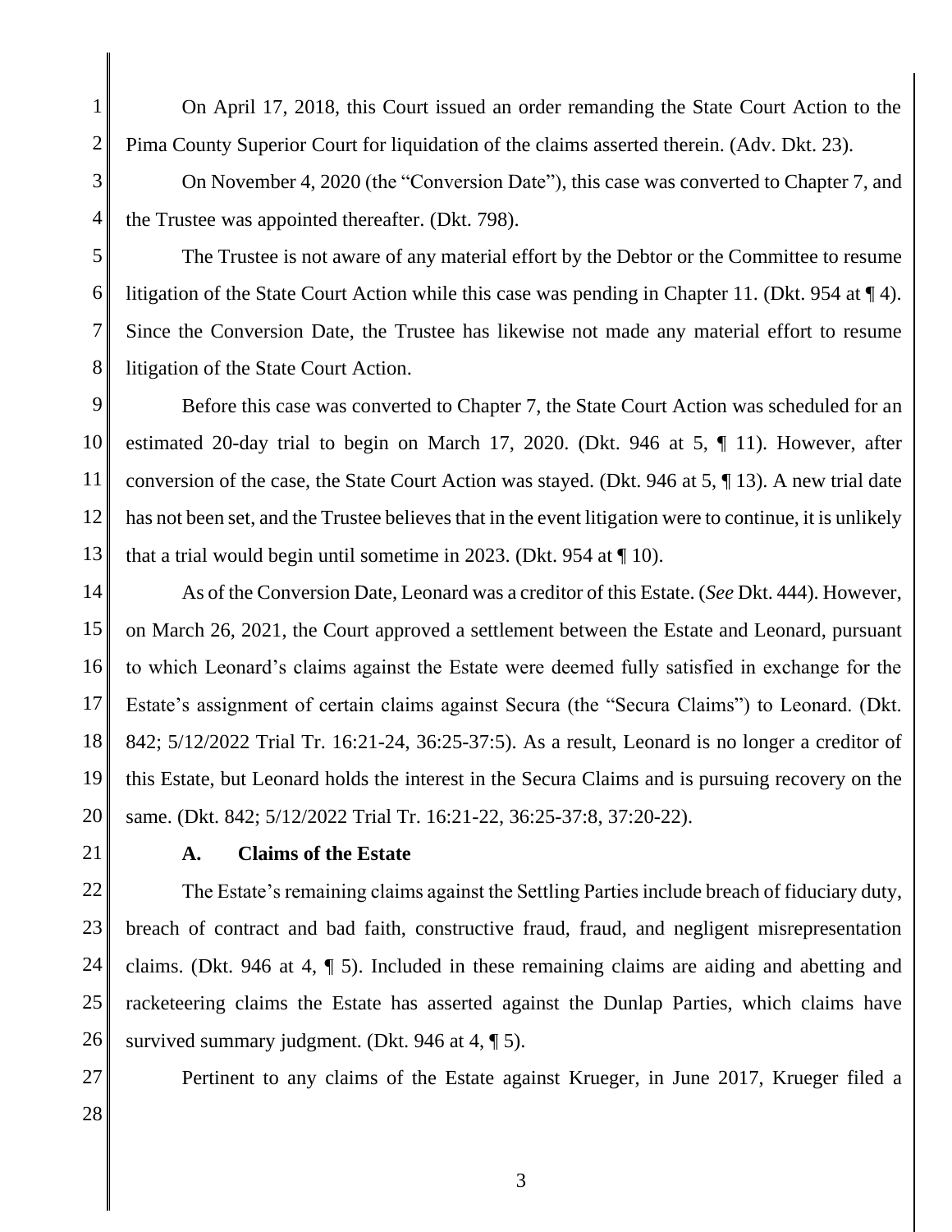On April 17, 2018, this Court issued an order remanding the State Court Action to the Pima County Superior Court for liquidation of the claims asserted therein. (Adv. Dkt. 23).

On November 4, 2020 (the "Conversion Date"), this case was converted to Chapter 7, and the Trustee was appointed thereafter. (Dkt. 798).

The Trustee is not aware of any material effort by the Debtor or the Committee to resume litigation of the State Court Action while this case was pending in Chapter 11. (Dkt. 954 at ¶ 4). Since the Conversion Date, the Trustee has likewise not made any material effort to resume litigation of the State Court Action.

Before this case was converted to Chapter 7, the State Court Action was scheduled for an estimated 20-day trial to begin on March 17, 2020. (Dkt. 946 at 5, ¶ 11). However, after conversion of the case, the State Court Action was stayed. (Dkt. 946 at 5, ¶ 13). A new trial date has not been set, and the Trustee believes that in the event litigation were to continue, it is unlikely that a trial would begin until sometime in 2023. (Dkt. 954 at ¶ 10).

As of the Conversion Date, Leonard was a creditor of this Estate. (*See* Dkt. 444). However, on March 26, 2021, the Court approved a settlement between the Estate and Leonard, pursuant to which Leonard's claims against the Estate were deemed fully satisfied in exchange for the Estate's assignment of certain claims against Secura (the "Secura Claims") to Leonard. (Dkt. 842; 5/12/2022 Trial Tr. 16:21-24, 36:25-37:5). As a result, Leonard is no longer a creditor of this Estate, but Leonard holds the interest in the Secura Claims and is pursuing recovery on the same. (Dkt. 842; 5/12/2022 Trial Tr. 16:21-22, 36:25-37:8, 37:20-22).

### A. Claims of the Estate

The Estate's remaining claims against the Settling Parties include breach of fiduciary duty, breach of contract and bad faith, constructive fraud, fraud, and negligent misrepresentation claims. (Dkt. 946 at 4, ¶ 5). Included in these remaining claims are aiding and abetting and racketeering claims the Estate has asserted against the Dunlap Parties, which claims have survived summary judgment. (Dkt. 946 at 4, ¶ 5).

Pertinent to any claims of the Estate against Krueger, in June 2017, Krueger filed a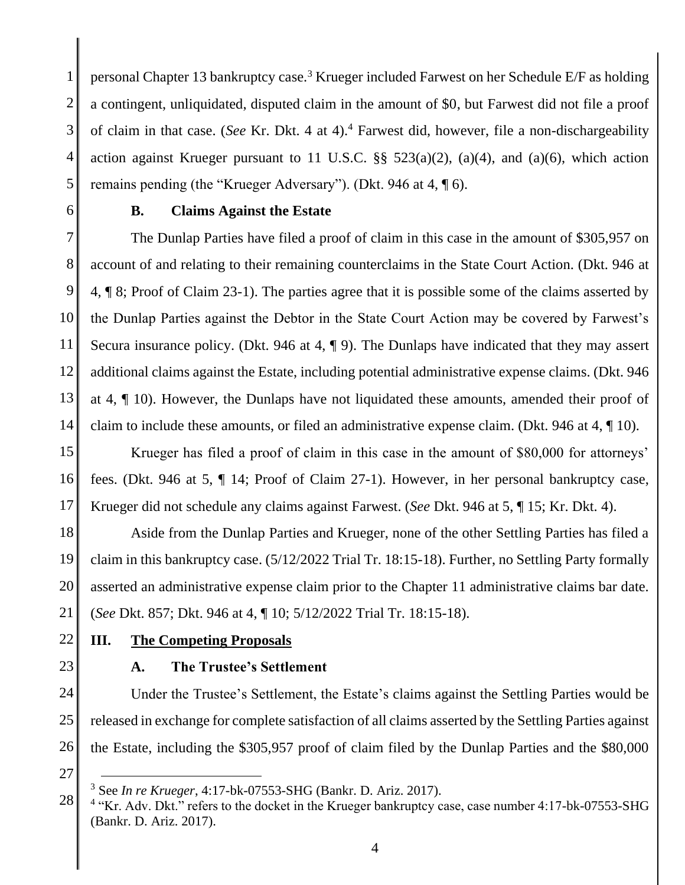personal Chapter 13 bankruptcy case.[3] Krueger included Farwest on her Schedule E/F as holding a contingent, unliquidated, disputed claim in the amount of $0, but Farwest did not file a proof of claim in that case. (*See* Kr. Dkt. 4 at 4).[4] Farwest did, however, file a non-dischargeability action against Krueger pursuant to 11 U.S.C. §§ 523(a)(2), (a)(4), and (a)(6), which action remains pending (the "Krueger Adversary"). (Dkt. 946 at 4, ¶ 6).

### B. Claims Against the Estate

The Dunlap Parties have filed a proof of claim in this case in the amount of $305,957 on account of and relating to their remaining counterclaims in the State Court Action. (Dkt. 946 at 4, ¶ 8; Proof of Claim 23-1). The parties agree that it is possible some of the claims asserted by the Dunlap Parties against the Debtor in the State Court Action may be covered by Farwest's Secura insurance policy. (Dkt. 946 at 4, ¶ 9). The Dunlaps have indicated that they may assert additional claims against the Estate, including potential administrative expense claims. (Dkt. 946 at 4, ¶ 10). However, the Dunlaps have not liquidated these amounts, amended their proof of claim to include these amounts, or filed an administrative expense claim. (Dkt. 946 at 4, ¶ 10).

Krueger has filed a proof of claim in this case in the amount of $80,000 for attorneys' fees. (Dkt. 946 at 5, ¶ 14; Proof of Claim 27-1). However, in her personal bankruptcy case, Krueger did not schedule any claims against Farwest. (*See* Dkt. 946 at 5, ¶ 15; Kr. Dkt. 4).

Aside from the Dunlap Parties and Krueger, none of the other Settling Parties has filed a claim in this bankruptcy case. (5/12/2022 Trial Tr. 18:15-18). Further, no Settling Party formally asserted an administrative expense claim prior to the Chapter 11 administrative claims bar date. (*See* Dkt. 857; Dkt. 946 at 4, ¶ 10; 5/12/2022 Trial Tr. 18:15-18).

## III. The Competing Proposals

### A. The Trustee's Settlement

Under the Trustee's Settlement, the Estate's claims against the Settling Parties would be released in exchange for complete satisfaction of all claims asserted by the Settling Parties against the Estate, including the $305,957 proof of claim filed by the Dunlap Parties and the $80,000

---

[3] See *In re Krueger*, 4:17-bk-07553-SHG (Bankr. D. Ariz. 2017).

[4] "Kr. Adv. Dkt." refers to the docket in the Krueger bankruptcy case, case number 4:17-bk-07553-SHG (Bankr. D. Ariz. 2017).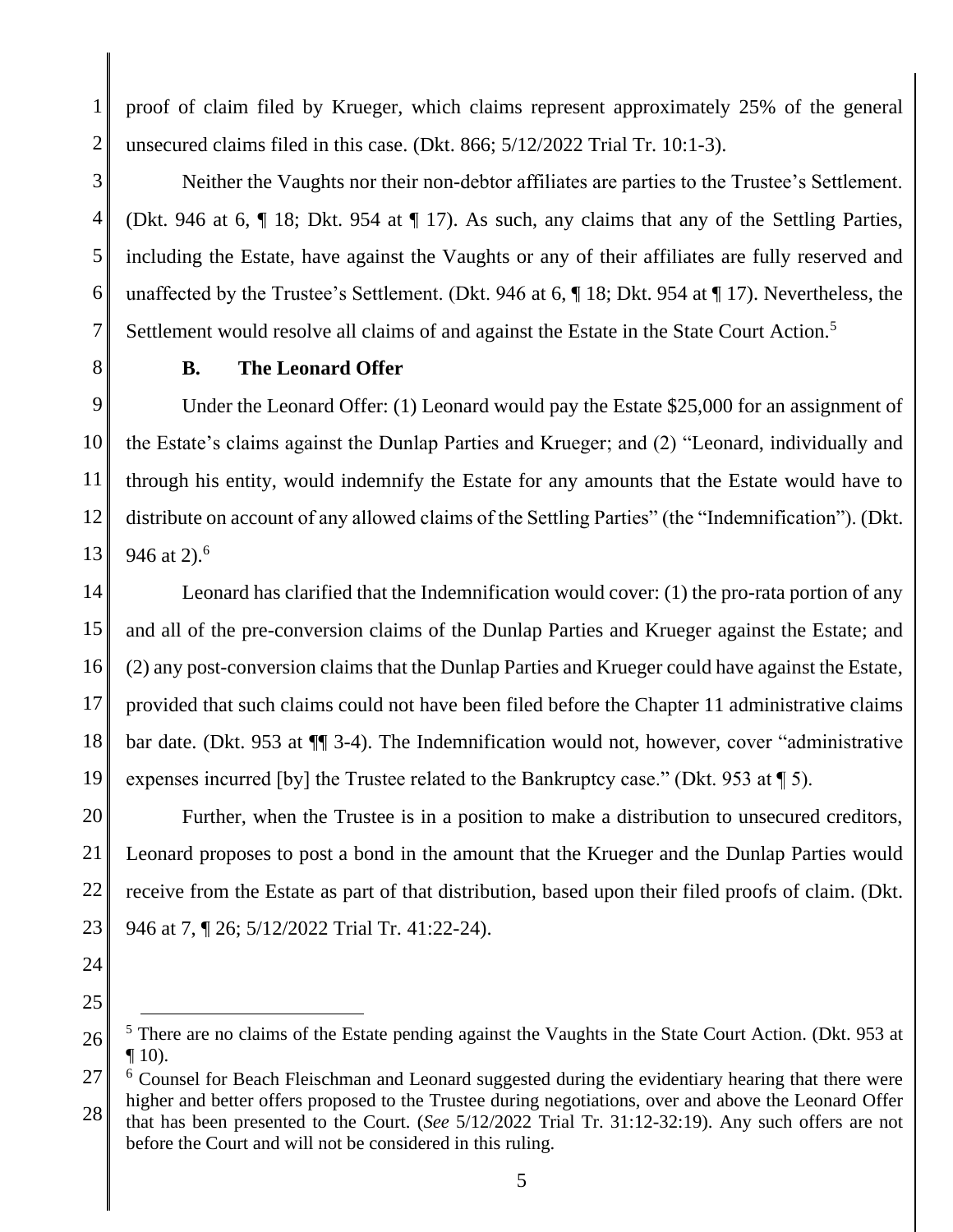proof of claim filed by Krueger, which claims represent approximately 25% of the general unsecured claims filed in this case. (Dkt. 866; 5/12/2022 Trial Tr. 10:1-3).

Neither the Vaughts nor their non-debtor affiliates are parties to the Trustee's Settlement. (Dkt. 946 at 6, ¶ 18; Dkt. 954 at ¶ 17). As such, any claims that any of the Settling Parties, including the Estate, have against the Vaughts or any of their affiliates are fully reserved and unaffected by the Trustee's Settlement. (Dkt. 946 at 6, ¶ 18; Dkt. 954 at ¶ 17). Nevertheless, the Settlement would resolve all claims of and against the Estate in the State Court Action.[5]

### B. The Leonard Offer

Under the Leonard Offer: (1) Leonard would pay the Estate $25,000 for an assignment of the Estate's claims against the Dunlap Parties and Krueger; and (2) "Leonard, individually and through his entity, would indemnify the Estate for any amounts that the Estate would have to distribute on account of any allowed claims of the Settling Parties" (the "Indemnification"). (Dkt. 946 at 2).[6]

Leonard has clarified that the Indemnification would cover: (1) the pro-rata portion of any and all of the pre-conversion claims of the Dunlap Parties and Krueger against the Estate; and (2) any post-conversion claims that the Dunlap Parties and Krueger could have against the Estate, provided that such claims could not have been filed before the Chapter 11 administrative claims bar date. (Dkt. 953 at ¶¶ 3-4). The Indemnification would not, however, cover "administrative expenses incurred [by] the Trustee related to the Bankruptcy case." (Dkt. 953 at ¶ 5).

Further, when the Trustee is in a position to make a distribution to unsecured creditors, Leonard proposes to post a bond in the amount that the Krueger and the Dunlap Parties would receive from the Estate as part of that distribution, based upon their filed proofs of claim. (Dkt. 946 at 7, ¶ 26; 5/12/2022 Trial Tr. 41:22-24).

---

[5] There are no claims of the Estate pending against the Vaughts in the State Court Action. (Dkt. 953 at ¶ 10).

[6] Counsel for Beach Fleischman and Leonard suggested during the evidentiary hearing that there were higher and better offers proposed to the Trustee during negotiations, over and above the Leonard Offer that has been presented to the Court. (*See* 5/12/2022 Trial Tr. 31:12-32:19). Any such offers are not before the Court and will not be considered in this ruling.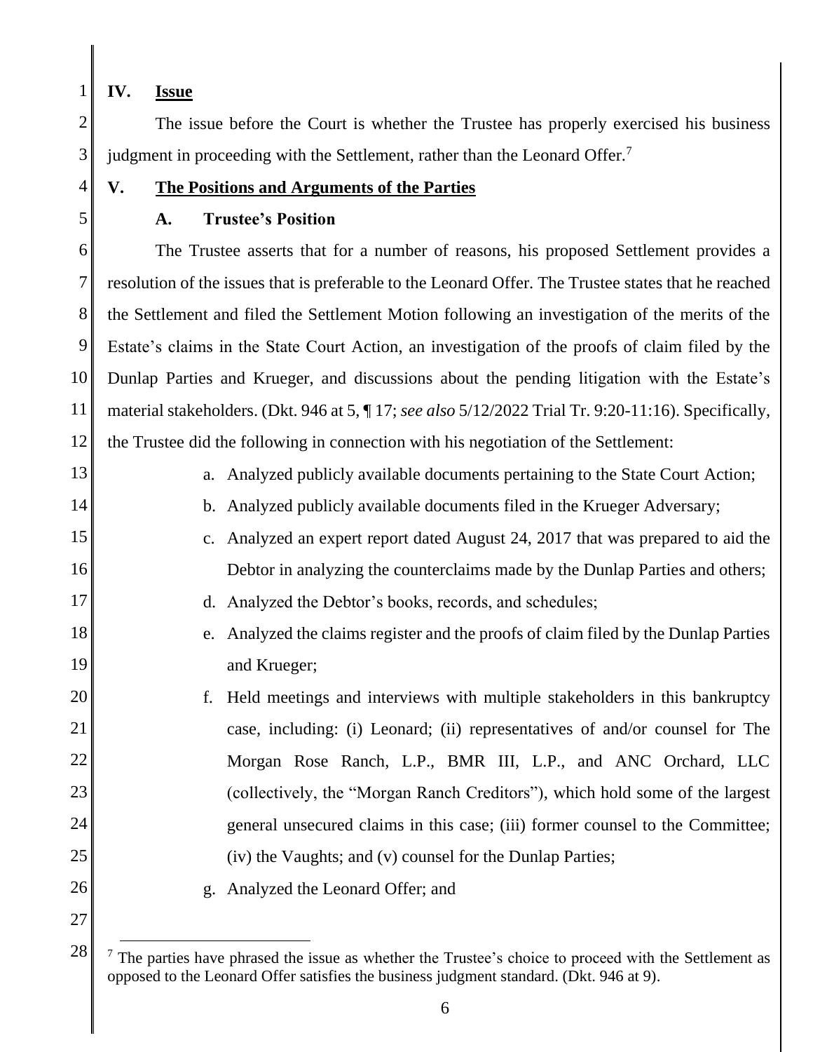## IV. <u>Issue</u>

The issue before the Court is whether the Trustee has properly exercised his business judgment in proceeding with the Settlement, rather than the Leonard Offer.[7]

## V. <u>The Positions and Arguments of the Parties</u>

### A. Trustee's Position

The Trustee asserts that for a number of reasons, his proposed Settlement provides a resolution of the issues that is preferable to the Leonard Offer. The Trustee states that he reached the Settlement and filed the Settlement Motion following an investigation of the merits of the Estate's claims in the State Court Action, an investigation of the proofs of claim filed by the Dunlap Parties and Krueger, and discussions about the pending litigation with the Estate's material stakeholders. (Dkt. 946 at 5, ¶ 17; *see also* 5/12/2022 Trial Tr. 9:20-11:16). Specifically, the Trustee did the following in connection with his negotiation of the Settlement:

a. Analyzed publicly available documents pertaining to the State Court Action;

b. Analyzed publicly available documents filed in the Krueger Adversary;

c. Analyzed an expert report dated August 24, 2017 that was prepared to aid the Debtor in analyzing the counterclaims made by the Dunlap Parties and others;

d. Analyzed the Debtor's books, records, and schedules;

e. Analyzed the claims register and the proofs of claim filed by the Dunlap Parties and Krueger;

f. Held meetings and interviews with multiple stakeholders in this bankruptcy case, including: (i) Leonard; (ii) representatives of and/or counsel for The Morgan Rose Ranch, L.P., BMR III, L.P., and ANC Orchard, LLC (collectively, the "Morgan Ranch Creditors"), which hold some of the largest general unsecured claims in this case; (iii) former counsel to the Committee; (iv) the Vaughts; and (v) counsel for the Dunlap Parties;

g. Analyzed the Leonard Offer; and

---

[7] The parties have phrased the issue as whether the Trustee's choice to proceed with the Settlement as opposed to the Leonard Offer satisfies the business judgment standard. (Dkt. 946 at 9).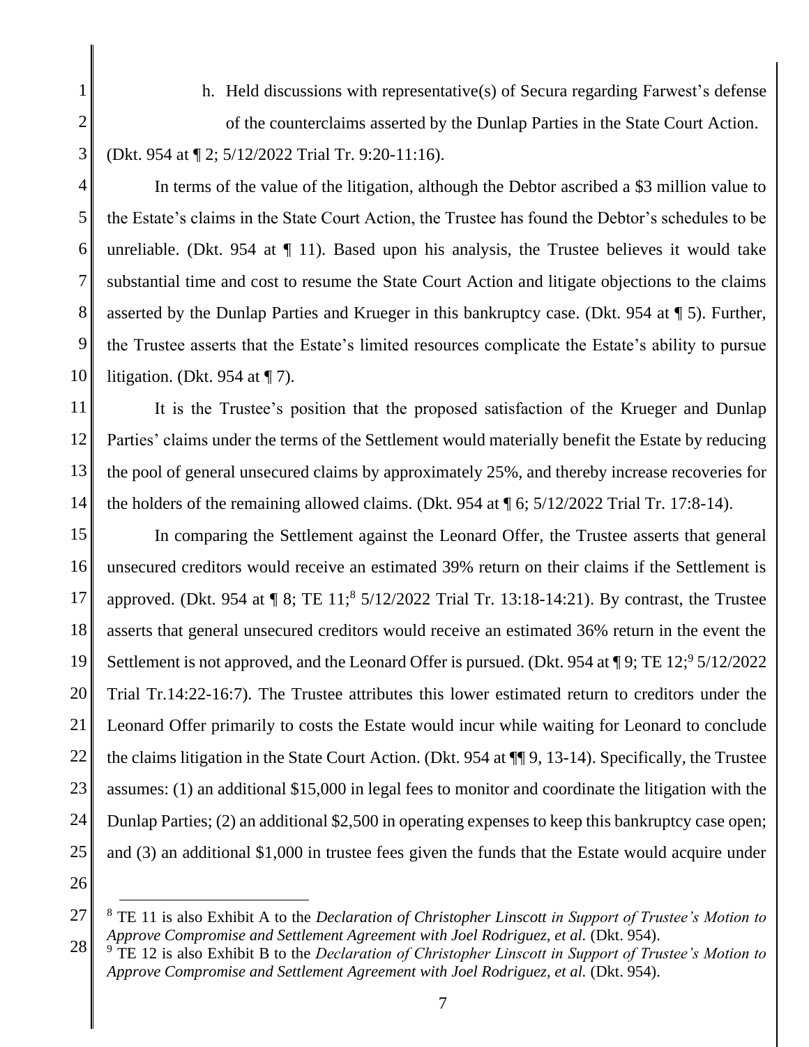h. Held discussions with representative(s) of Secura regarding Farwest's defense of the counterclaims asserted by the Dunlap Parties in the State Court Action.

(Dkt. 954 at ¶ 2; 5/12/2022 Trial Tr. 9:20-11:16).

In terms of the value of the litigation, although the Debtor ascribed a $3 million value to the Estate's claims in the State Court Action, the Trustee has found the Debtor's schedules to be unreliable. (Dkt. 954 at ¶ 11). Based upon his analysis, the Trustee believes it would take substantial time and cost to resume the State Court Action and litigate objections to the claims asserted by the Dunlap Parties and Krueger in this bankruptcy case. (Dkt. 954 at ¶ 5). Further, the Trustee asserts that the Estate's limited resources complicate the Estate's ability to pursue litigation. (Dkt. 954 at ¶ 7).

It is the Trustee's position that the proposed satisfaction of the Krueger and Dunlap Parties' claims under the terms of the Settlement would materially benefit the Estate by reducing the pool of general unsecured claims by approximately 25%, and thereby increase recoveries for the holders of the remaining allowed claims. (Dkt. 954 at ¶ 6; 5/12/2022 Trial Tr. 17:8-14).

In comparing the Settlement against the Leonard Offer, the Trustee asserts that general unsecured creditors would receive an estimated 39% return on their claims if the Settlement is approved. (Dkt. 954 at ¶ 8; TE 11;[8] 5/12/2022 Trial Tr. 13:18-14:21). By contrast, the Trustee asserts that general unsecured creditors would receive an estimated 36% return in the event the Settlement is not approved, and the Leonard Offer is pursued. (Dkt. 954 at ¶ 9; TE 12;[9] 5/12/2022 Trial Tr.14:22-16:7). The Trustee attributes this lower estimated return to creditors under the Leonard Offer primarily to costs the Estate would incur while waiting for Leonard to conclude the claims litigation in the State Court Action. (Dkt. 954 at ¶¶ 9, 13-14). Specifically, the Trustee assumes: (1) an additional $15,000 in legal fees to monitor and coordinate the litigation with the Dunlap Parties; (2) an additional $2,500 in operating expenses to keep this bankruptcy case open; and (3) an additional $1,000 in trustee fees given the funds that the Estate would acquire under

---

[8] TE 11 is also Exhibit A to the *Declaration of Christopher Linscott in Support of Trustee's Motion to Approve Compromise and Settlement Agreement with Joel Rodriguez, et al.* (Dkt. 954).

[9] TE 12 is also Exhibit B to the *Declaration of Christopher Linscott in Support of Trustee's Motion to Approve Compromise and Settlement Agreement with Joel Rodriguez, et al.* (Dkt. 954).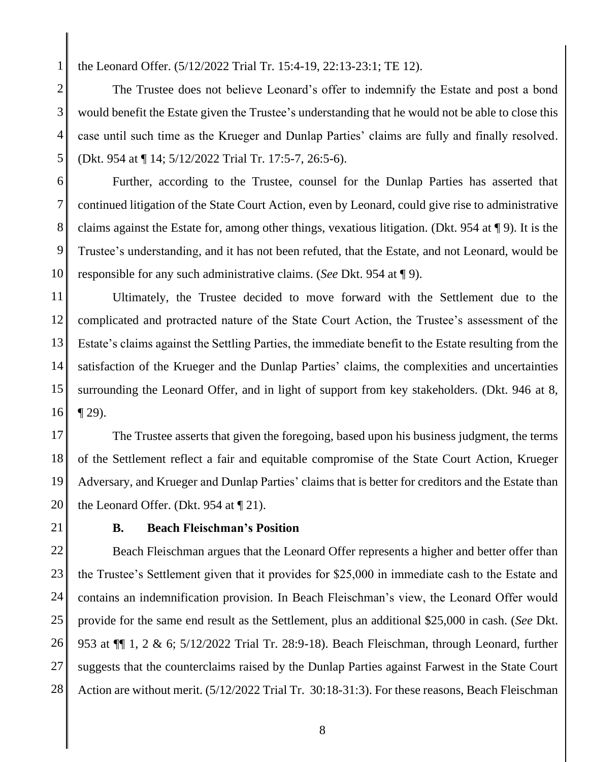the Leonard Offer. (5/12/2022 Trial Tr. 15:4-19, 22:13-23:1; TE 12).

The Trustee does not believe Leonard's offer to indemnify the Estate and post a bond would benefit the Estate given the Trustee's understanding that he would not be able to close this case until such time as the Krueger and Dunlap Parties' claims are fully and finally resolved. (Dkt. 954 at ¶ 14; 5/12/2022 Trial Tr. 17:5-7, 26:5-6).

Further, according to the Trustee, counsel for the Dunlap Parties has asserted that continued litigation of the State Court Action, even by Leonard, could give rise to administrative claims against the Estate for, among other things, vexatious litigation. (Dkt. 954 at ¶ 9). It is the Trustee's understanding, and it has not been refuted, that the Estate, and not Leonard, would be responsible for any such administrative claims. (*See* Dkt. 954 at ¶ 9).

Ultimately, the Trustee decided to move forward with the Settlement due to the complicated and protracted nature of the State Court Action, the Trustee's assessment of the Estate's claims against the Settling Parties, the immediate benefit to the Estate resulting from the satisfaction of the Krueger and the Dunlap Parties' claims, the complexities and uncertainties surrounding the Leonard Offer, and in light of support from key stakeholders. (Dkt. 946 at 8, ¶ 29).

The Trustee asserts that given the foregoing, based upon his business judgment, the terms of the Settlement reflect a fair and equitable compromise of the State Court Action, Krueger Adversary, and Krueger and Dunlap Parties' claims that is better for creditors and the Estate than the Leonard Offer. (Dkt. 954 at ¶ 21).

**B. Beach Fleischman's Position**

Beach Fleischman argues that the Leonard Offer represents a higher and better offer than the Trustee's Settlement given that it provides for $25,000 in immediate cash to the Estate and contains an indemnification provision. In Beach Fleischman's view, the Leonard Offer would provide for the same end result as the Settlement, plus an additional $25,000 in cash. (*See* Dkt. 953 at ¶¶ 1, 2 & 6; 5/12/2022 Trial Tr. 28:9-18). Beach Fleischman, through Leonard, further suggests that the counterclaims raised by the Dunlap Parties against Farwest in the State Court Action are without merit. (5/12/2022 Trial Tr. 30:18-31:3). For these reasons, Beach Fleischman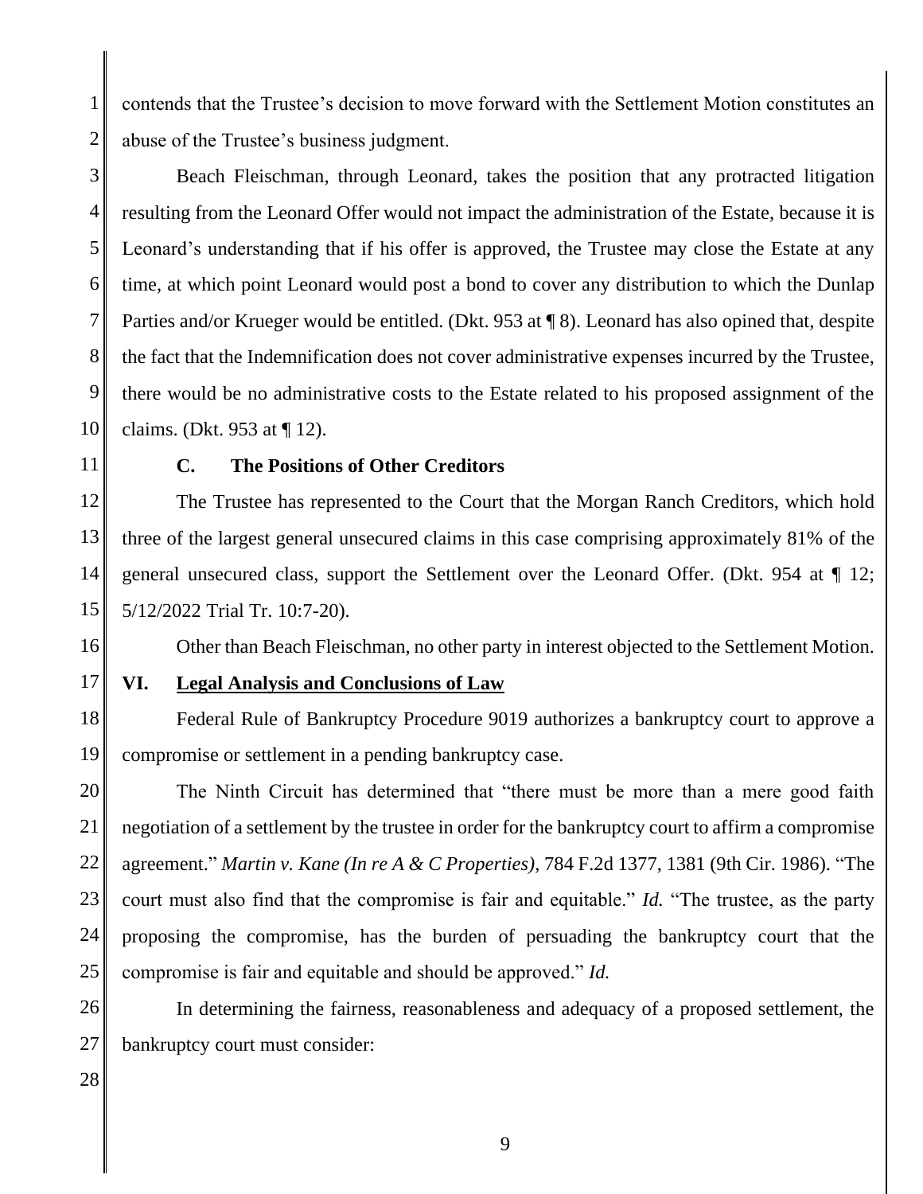contends that the Trustee's decision to move forward with the Settlement Motion constitutes an abuse of the Trustee's business judgment.

Beach Fleischman, through Leonard, takes the position that any protracted litigation resulting from the Leonard Offer would not impact the administration of the Estate, because it is Leonard's understanding that if his offer is approved, the Trustee may close the Estate at any time, at which point Leonard would post a bond to cover any distribution to which the Dunlap Parties and/or Krueger would be entitled. (Dkt. 953 at ¶ 8). Leonard has also opined that, despite the fact that the Indemnification does not cover administrative expenses incurred by the Trustee, there would be no administrative costs to the Estate related to his proposed assignment of the claims. (Dkt. 953 at ¶ 12).

### C. The Positions of Other Creditors

The Trustee has represented to the Court that the Morgan Ranch Creditors, which hold three of the largest general unsecured claims in this case comprising approximately 81% of the general unsecured class, support the Settlement over the Leonard Offer. (Dkt. 954 at ¶ 12; 5/12/2022 Trial Tr. 10:7-20).

Other than Beach Fleischman, no other party in interest objected to the Settlement Motion.

## VI. Legal Analysis and Conclusions of Law

Federal Rule of Bankruptcy Procedure 9019 authorizes a bankruptcy court to approve a compromise or settlement in a pending bankruptcy case.

The Ninth Circuit has determined that "there must be more than a mere good faith negotiation of a settlement by the trustee in order for the bankruptcy court to affirm a compromise agreement." *Martin v. Kane (In re A & C Properties)*, 784 F.2d 1377, 1381 (9th Cir. 1986). "The court must also find that the compromise is fair and equitable." *Id.* "The trustee, as the party proposing the compromise, has the burden of persuading the bankruptcy court that the compromise is fair and equitable and should be approved." *Id.*

In determining the fairness, reasonableness and adequacy of a proposed settlement, the bankruptcy court must consider: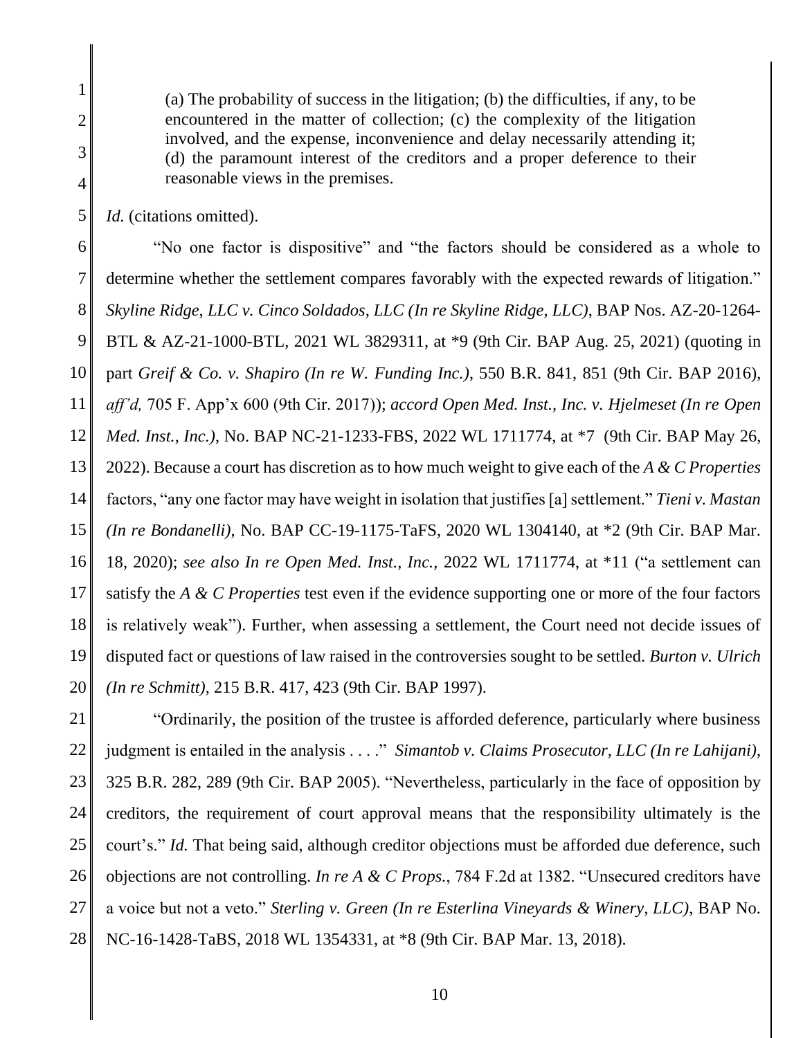> (a) The probability of success in the litigation; (b) the difficulties, if any, to be encountered in the matter of collection; (c) the complexity of the litigation involved, and the expense, inconvenience and delay necessarily attending it; (d) the paramount interest of the creditors and a proper deference to their reasonable views in the premises.

*Id.* (citations omitted).

"No one factor is dispositive" and "the factors should be considered as a whole to determine whether the settlement compares favorably with the expected rewards of litigation." *Skyline Ridge, LLC v. Cinco Soldados, LLC (In re Skyline Ridge, LLC)*, BAP Nos. AZ-20-1264-BTL & AZ-21-1000-BTL, 2021 WL 3829311, at *9 (9th Cir. BAP Aug. 25, 2021) (quoting in part *Greif & Co. v. Shapiro (In re W. Funding Inc.)*, 550 B.R. 841, 851 (9th Cir. BAP 2016), *aff'd,* 705 F. App'x 600 (9th Cir. 2017)); *accord Open Med. Inst., Inc. v. Hjelmeset (In re Open Med. Inst., Inc.)*, No. BAP NC-21-1233-FBS, 2022 WL 1711774, at *7 (9th Cir. BAP May 26, 2022). Because a court has discretion as to how much weight to give each of the *A & C Properties* factors, "any one factor may have weight in isolation that justifies [a] settlement." *Tieni v. Mastan (In re Bondanelli),* No. BAP CC-19-1175-TaFS, 2020 WL 1304140, at *2 (9th Cir. BAP Mar. 18, 2020); *see also In re Open Med. Inst., Inc.*, 2022 WL 1711774, at *11 ("a settlement can satisfy the *A & C Properties* test even if the evidence supporting one or more of the four factors is relatively weak"). Further, when assessing a settlement, the Court need not decide issues of disputed fact or questions of law raised in the controversies sought to be settled. *Burton v. Ulrich (In re Schmitt)*, 215 B.R. 417, 423 (9th Cir. BAP 1997).

"Ordinarily, the position of the trustee is afforded deference, particularly where business judgment is entailed in the analysis . . . ." *Simantob v. Claims Prosecutor, LLC (In re Lahijani)*, 325 B.R. 282, 289 (9th Cir. BAP 2005). "Nevertheless, particularly in the face of opposition by creditors, the requirement of court approval means that the responsibility ultimately is the court's." *Id.* That being said, although creditor objections must be afforded due deference, such objections are not controlling. *In re A & C Props.*, 784 F.2d at 1382. "Unsecured creditors have a voice but not a veto." *Sterling v. Green (In re Esterlina Vineyards & Winery, LLC)*, BAP No. NC-16-1428-TaBS, 2018 WL 1354331, at *8 (9th Cir. BAP Mar. 13, 2018).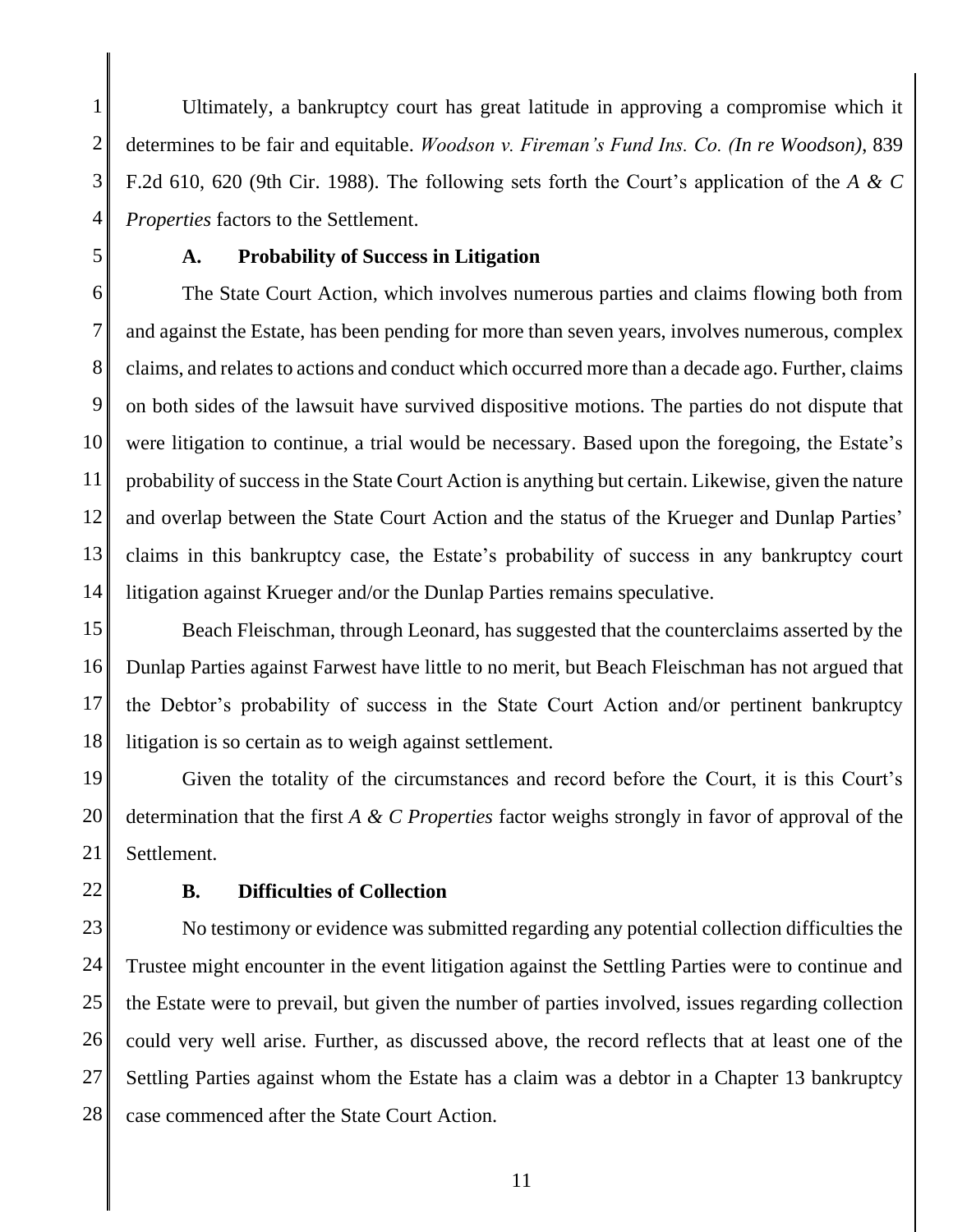Ultimately, a bankruptcy court has great latitude in approving a compromise which it determines to be fair and equitable. *Woodson v. Fireman's Fund Ins. Co. (In re Woodson)*, 839 F.2d 610, 620 (9th Cir. 1988). The following sets forth the Court's application of the *A & C Properties* factors to the Settlement.

### A. Probability of Success in Litigation

The State Court Action, which involves numerous parties and claims flowing both from and against the Estate, has been pending for more than seven years, involves numerous, complex claims, and relates to actions and conduct which occurred more than a decade ago. Further, claims on both sides of the lawsuit have survived dispositive motions. The parties do not dispute that were litigation to continue, a trial would be necessary. Based upon the foregoing, the Estate's probability of success in the State Court Action is anything but certain. Likewise, given the nature and overlap between the State Court Action and the status of the Krueger and Dunlap Parties' claims in this bankruptcy case, the Estate's probability of success in any bankruptcy court litigation against Krueger and/or the Dunlap Parties remains speculative.

Beach Fleischman, through Leonard, has suggested that the counterclaims asserted by the Dunlap Parties against Farwest have little to no merit, but Beach Fleischman has not argued that the Debtor's probability of success in the State Court Action and/or pertinent bankruptcy litigation is so certain as to weigh against settlement.

Given the totality of the circumstances and record before the Court, it is this Court's determination that the first *A & C Properties* factor weighs strongly in favor of approval of the Settlement.

### B. Difficulties of Collection

No testimony or evidence was submitted regarding any potential collection difficulties the Trustee might encounter in the event litigation against the Settling Parties were to continue and the Estate were to prevail, but given the number of parties involved, issues regarding collection could very well arise. Further, as discussed above, the record reflects that at least one of the Settling Parties against whom the Estate has a claim was a debtor in a Chapter 13 bankruptcy case commenced after the State Court Action.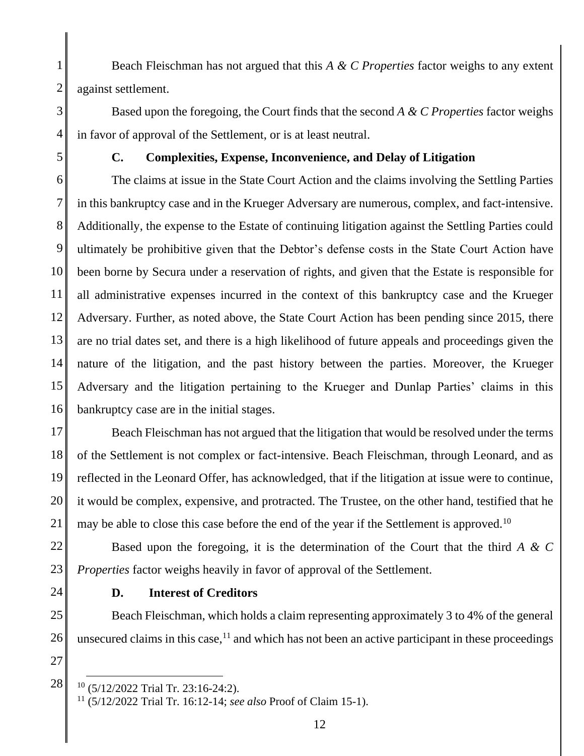Beach Fleischman has not argued that this *A & C Properties* factor weighs to any extent against settlement.

Based upon the foregoing, the Court finds that the second *A & C Properties* factor weighs in favor of approval of the Settlement, or is at least neutral.

### C. Complexities, Expense, Inconvenience, and Delay of Litigation

The claims at issue in the State Court Action and the claims involving the Settling Parties in this bankruptcy case and in the Krueger Adversary are numerous, complex, and fact-intensive. Additionally, the expense to the Estate of continuing litigation against the Settling Parties could ultimately be prohibitive given that the Debtor's defense costs in the State Court Action have been borne by Secura under a reservation of rights, and given that the Estate is responsible for all administrative expenses incurred in the context of this bankruptcy case and the Krueger Adversary. Further, as noted above, the State Court Action has been pending since 2015, there are no trial dates set, and there is a high likelihood of future appeals and proceedings given the nature of the litigation, and the past history between the parties. Moreover, the Krueger Adversary and the litigation pertaining to the Krueger and Dunlap Parties' claims in this bankruptcy case are in the initial stages.

Beach Fleischman has not argued that the litigation that would be resolved under the terms of the Settlement is not complex or fact-intensive. Beach Fleischman, through Leonard, and as reflected in the Leonard Offer, has acknowledged, that if the litigation at issue were to continue, it would be complex, expensive, and protracted. The Trustee, on the other hand, testified that he may be able to close this case before the end of the year if the Settlement is approved.[10]

Based upon the foregoing, it is the determination of the Court that the third *A & C Properties* factor weighs heavily in favor of approval of the Settlement.

### D. Interest of Creditors

Beach Fleischman, which holds a claim representing approximately 3 to 4% of the general unsecured claims in this case,[11] and which has not been an active participant in these proceedings

---

[10] (5/12/2022 Trial Tr. 23:16-24:2).

[11] (5/12/2022 Trial Tr. 16:12-14; *see also* Proof of Claim 15-1).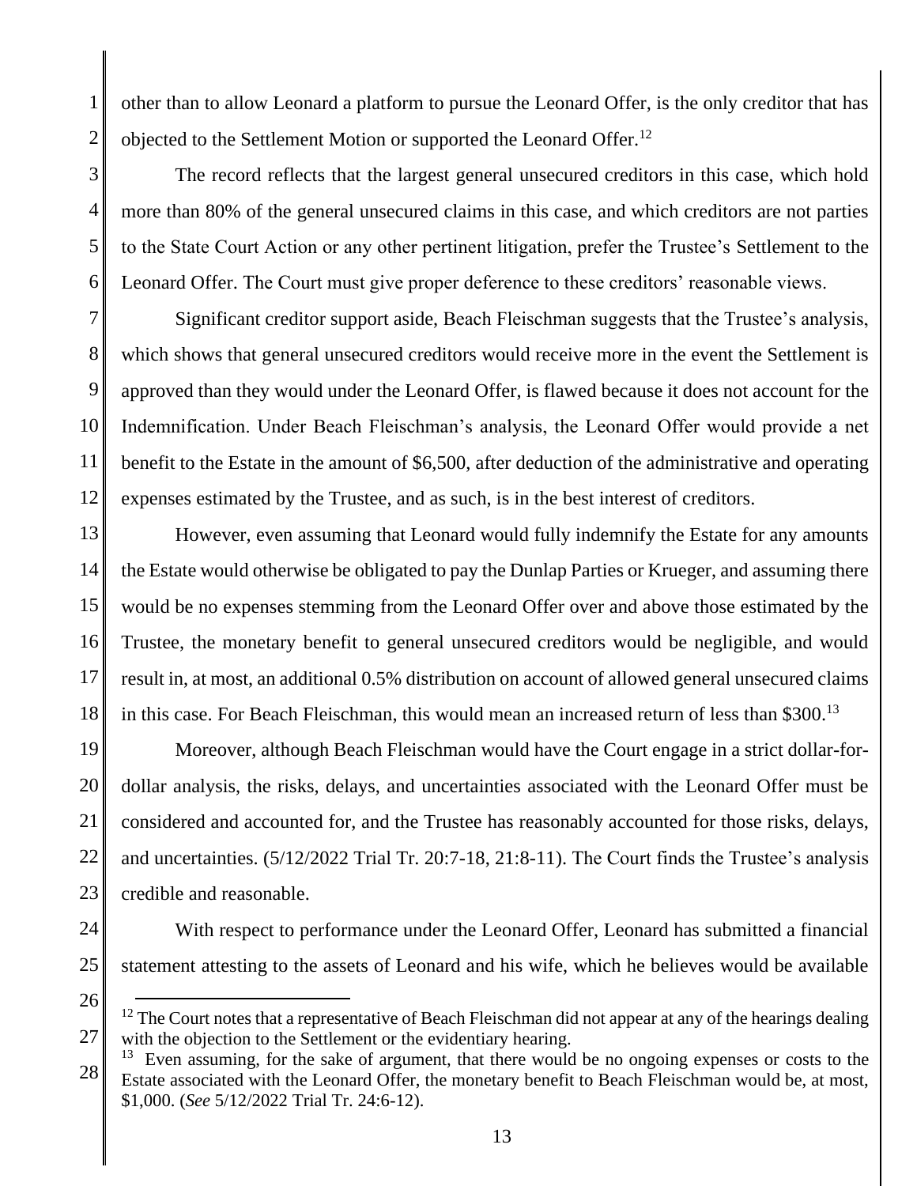other than to allow Leonard a platform to pursue the Leonard Offer, is the only creditor that has objected to the Settlement Motion or supported the Leonard Offer.[12]

The record reflects that the largest general unsecured creditors in this case, which hold more than 80% of the general unsecured claims in this case, and which creditors are not parties to the State Court Action or any other pertinent litigation, prefer the Trustee's Settlement to the Leonard Offer. The Court must give proper deference to these creditors' reasonable views.

Significant creditor support aside, Beach Fleischman suggests that the Trustee's analysis, which shows that general unsecured creditors would receive more in the event the Settlement is approved than they would under the Leonard Offer, is flawed because it does not account for the Indemnification. Under Beach Fleischman's analysis, the Leonard Offer would provide a net benefit to the Estate in the amount of $6,500, after deduction of the administrative and operating expenses estimated by the Trustee, and as such, is in the best interest of creditors.

However, even assuming that Leonard would fully indemnify the Estate for any amounts the Estate would otherwise be obligated to pay the Dunlap Parties or Krueger, and assuming there would be no expenses stemming from the Leonard Offer over and above those estimated by the Trustee, the monetary benefit to general unsecured creditors would be negligible, and would result in, at most, an additional 0.5% distribution on account of allowed general unsecured claims in this case. For Beach Fleischman, this would mean an increased return of less than $300.[13]

Moreover, although Beach Fleischman would have the Court engage in a strict dollar-for-dollar analysis, the risks, delays, and uncertainties associated with the Leonard Offer must be considered and accounted for, and the Trustee has reasonably accounted for those risks, delays, and uncertainties. (5/12/2022 Trial Tr. 20:7-18, 21:8-11). The Court finds the Trustee's analysis credible and reasonable.

With respect to performance under the Leonard Offer, Leonard has submitted a financial statement attesting to the assets of Leonard and his wife, which he believes would be available

---

[12] The Court notes that a representative of Beach Fleischman did not appear at any of the hearings dealing with the objection to the Settlement or the evidentiary hearing.

[13] Even assuming, for the sake of argument, that there would be no ongoing expenses or costs to the Estate associated with the Leonard Offer, the monetary benefit to Beach Fleischman would be, at most, $1,000. (*See* 5/12/2022 Trial Tr. 24:6-12).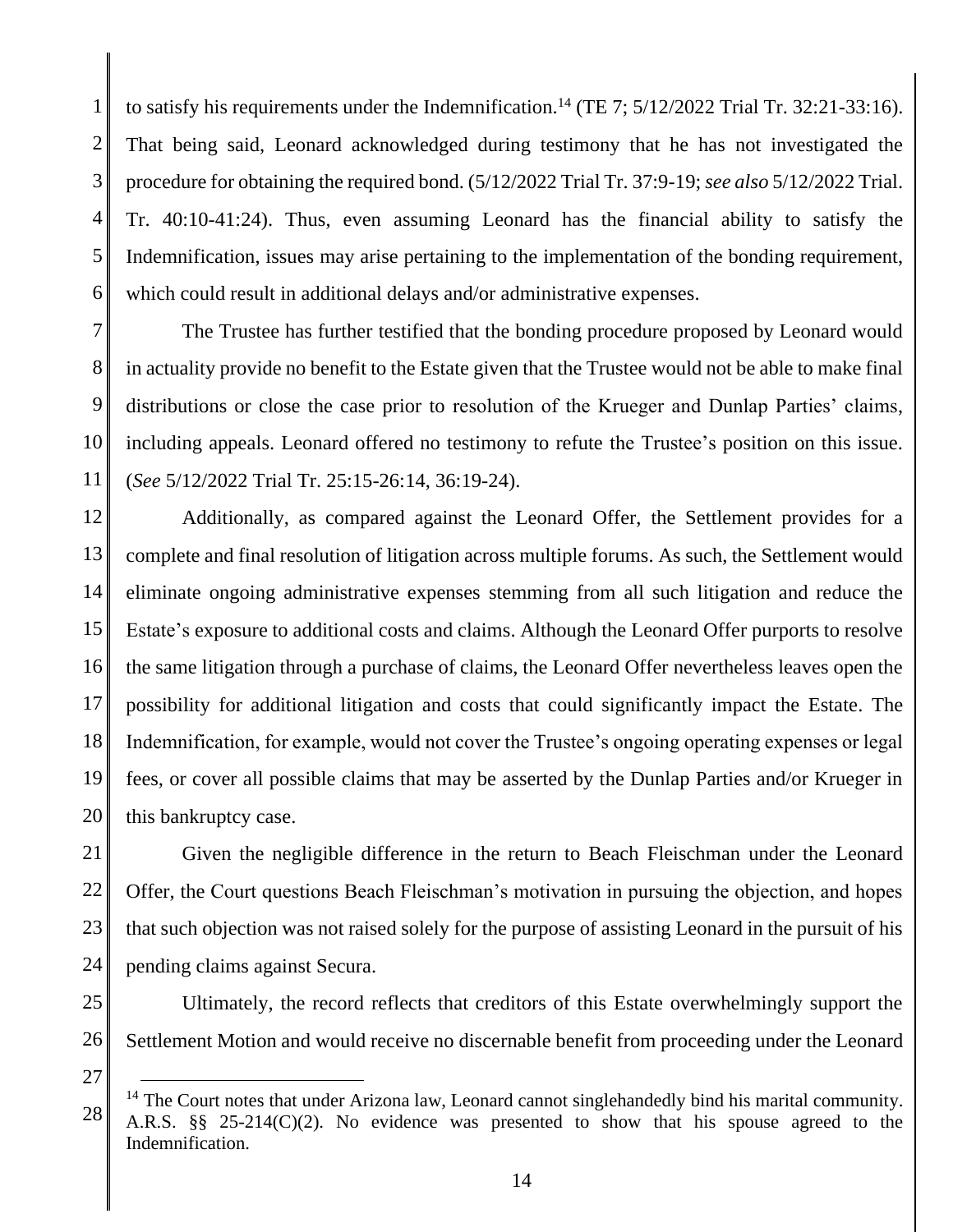to satisfy his requirements under the Indemnification.[14] (TE 7; 5/12/2022 Trial Tr. 32:21-33:16). That being said, Leonard acknowledged during testimony that he has not investigated the procedure for obtaining the required bond. (5/12/2022 Trial Tr. 37:9-19; *see also* 5/12/2022 Trial. Tr. 40:10-41:24). Thus, even assuming Leonard has the financial ability to satisfy the Indemnification, issues may arise pertaining to the implementation of the bonding requirement, which could result in additional delays and/or administrative expenses.

The Trustee has further testified that the bonding procedure proposed by Leonard would in actuality provide no benefit to the Estate given that the Trustee would not be able to make final distributions or close the case prior to resolution of the Krueger and Dunlap Parties' claims, including appeals. Leonard offered no testimony to refute the Trustee's position on this issue. (*See* 5/12/2022 Trial Tr. 25:15-26:14, 36:19-24).

Additionally, as compared against the Leonard Offer, the Settlement provides for a complete and final resolution of litigation across multiple forums. As such, the Settlement would eliminate ongoing administrative expenses stemming from all such litigation and reduce the Estate's exposure to additional costs and claims. Although the Leonard Offer purports to resolve the same litigation through a purchase of claims, the Leonard Offer nevertheless leaves open the possibility for additional litigation and costs that could significantly impact the Estate. The Indemnification, for example, would not cover the Trustee's ongoing operating expenses or legal fees, or cover all possible claims that may be asserted by the Dunlap Parties and/or Krueger in this bankruptcy case.

Given the negligible difference in the return to Beach Fleischman under the Leonard Offer, the Court questions Beach Fleischman's motivation in pursuing the objection, and hopes that such objection was not raised solely for the purpose of assisting Leonard in the pursuit of his pending claims against Secura.

Ultimately, the record reflects that creditors of this Estate overwhelmingly support the Settlement Motion and would receive no discernable benefit from proceeding under the Leonard

---

[14] The Court notes that under Arizona law, Leonard cannot singlehandedly bind his marital community. A.R.S. §§ 25-214(C)(2). No evidence was presented to show that his spouse agreed to the Indemnification.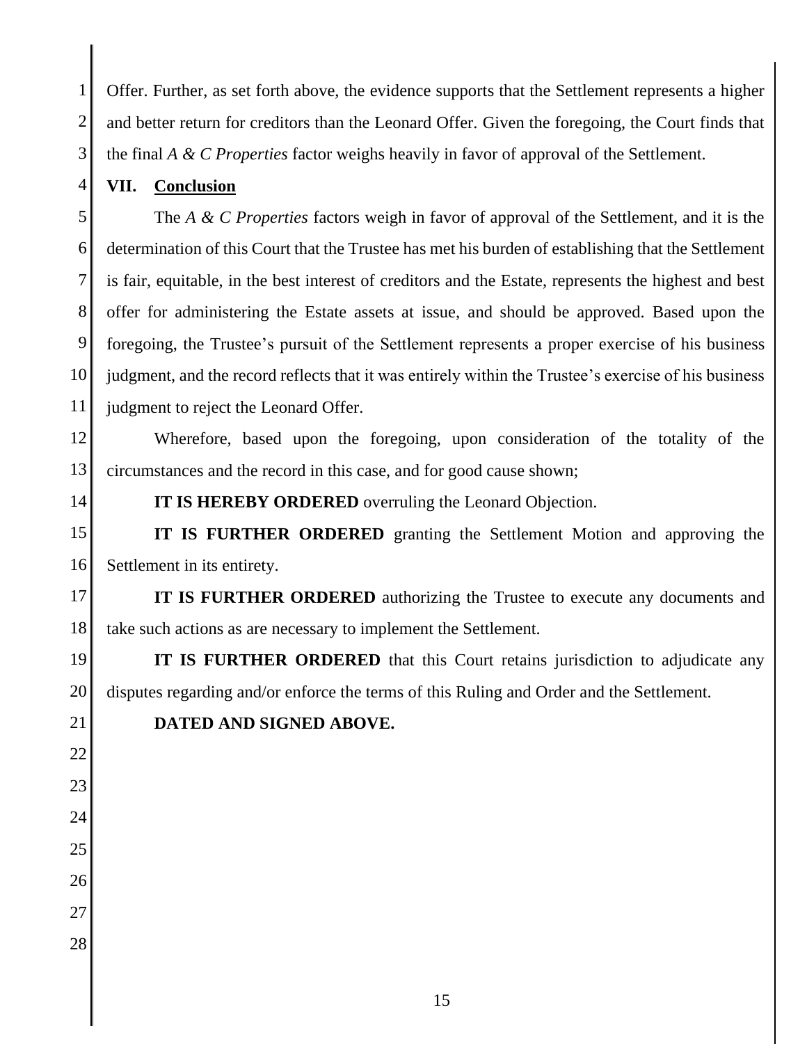Offer. Further, as set forth above, the evidence supports that the Settlement represents a higher and better return for creditors than the Leonard Offer. Given the foregoing, the Court finds that the final *A & C Properties* factor weighs heavily in favor of approval of the Settlement.

## VII. Conclusion

The *A & C Properties* factors weigh in favor of approval of the Settlement, and it is the determination of this Court that the Trustee has met his burden of establishing that the Settlement is fair, equitable, in the best interest of creditors and the Estate, represents the highest and best offer for administering the Estate assets at issue, and should be approved. Based upon the foregoing, the Trustee's pursuit of the Settlement represents a proper exercise of his business judgment, and the record reflects that it was entirely within the Trustee's exercise of his business judgment to reject the Leonard Offer.

Wherefore, based upon the foregoing, upon consideration of the totality of the circumstances and the record in this case, and for good cause shown;

**IT IS HEREBY ORDERED** overruling the Leonard Objection.

**IT IS FURTHER ORDERED** granting the Settlement Motion and approving the Settlement in its entirety.

**IT IS FURTHER ORDERED** authorizing the Trustee to execute any documents and take such actions as are necessary to implement the Settlement.

**IT IS FURTHER ORDERED** that this Court retains jurisdiction to adjudicate any disputes regarding and/or enforce the terms of this Ruling and Order and the Settlement.

**DATED AND SIGNED ABOVE.**